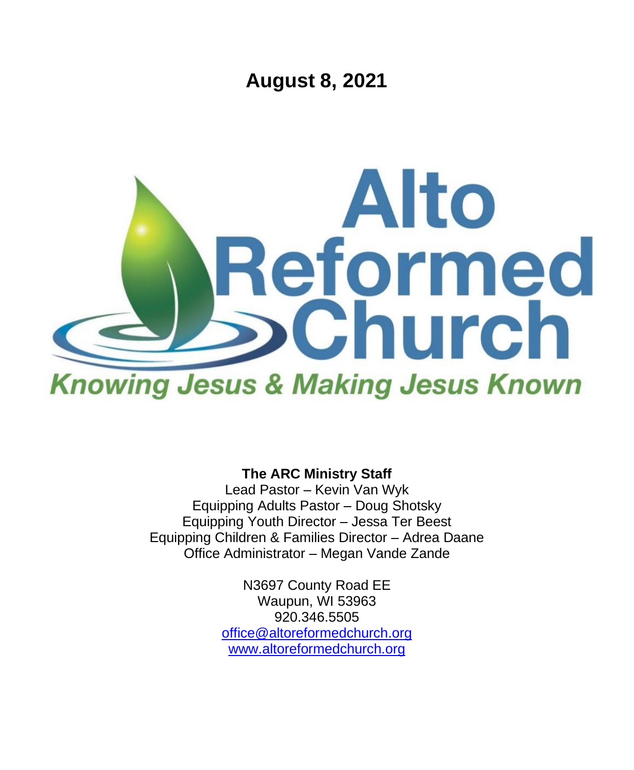# August 8, 2021

# Alto Reformed Church

*Knowing Jesus & Making Jesus Known*

**The ARC Ministry Staff**

Lead Pastor – Kevin Van Wyk
Equipping Adults Pastor – Doug Shotsky
Equipping Youth Director – Jessa Ter Beest
Equipping Children & Families Director – Adrea Daane
Office Administrator – Megan Vande Zande

N3697 County Road EE
Waupun, WI 53963
920.346.5505
office@altoreformedchurch.org
www.altoreformedchurch.org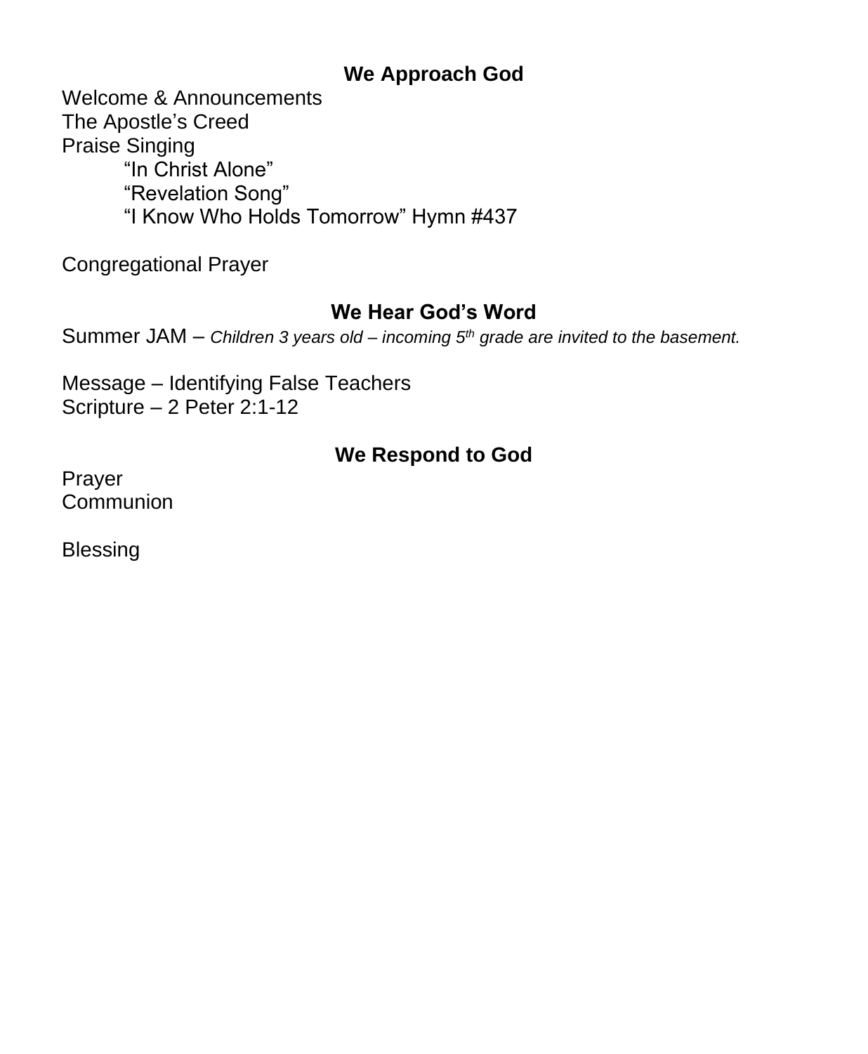## We Approach God

Welcome & Announcements
The Apostle’s Creed
Praise Singing
    “In Christ Alone”
    “Revelation Song”
    “I Know Who Holds Tomorrow” Hymn #437

Congregational Prayer

## We Hear God’s Word

Summer JAM – *Children 3 years old – incoming 5th grade are invited to the basement.*

Message – Identifying False Teachers
Scripture – 2 Peter 2:1-12

## We Respond to God

Prayer
Communion

Blessing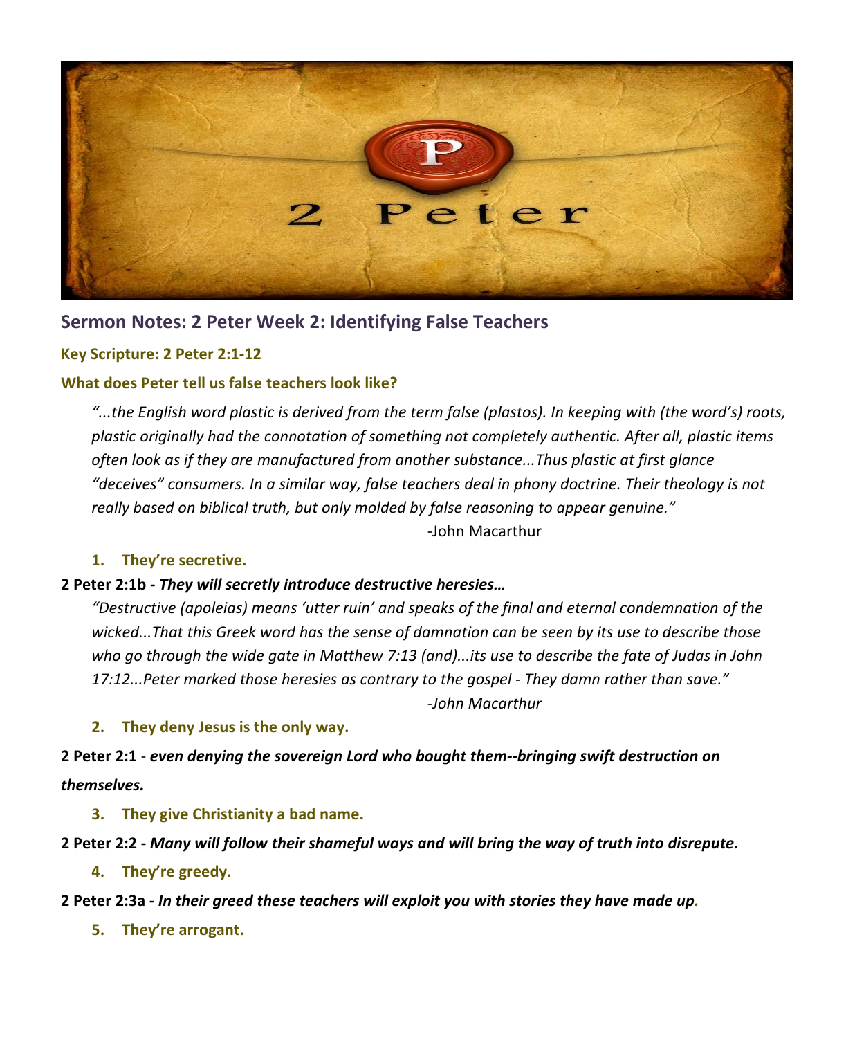## Sermon Notes: 2 Peter Week 2: Identifying False Teachers

**Key Scripture: 2 Peter 2:1-12**

**What does Peter tell us false teachers look like?**

> *"...the English word plastic is derived from the term false (plastos). In keeping with (the word's) roots, plastic originally had the connotation of something not completely authentic. After all, plastic items often look as if they are manufactured from another substance...Thus plastic at first glance "deceives" consumers. In a similar way, false teachers deal in phony doctrine. Their theology is not really based on biblical truth, but only molded by false reasoning to appear genuine."*
>
> -John Macarthur

1. **They're secretive.**

**2 Peter 2:1b -** ***They will secretly introduce destructive heresies…***

> *"Destructive (apoleias) means 'utter ruin' and speaks of the final and eternal condemnation of the wicked...That this Greek word has the sense of damnation can be seen by its use to describe those who go through the wide gate in Matthew 7:13 (and)...its use to describe the fate of Judas in John 17:12...Peter marked those heresies as contrary to the gospel - They damn rather than save."*
>
> *-John Macarthur*

2. **They deny Jesus is the only way.**

**2 Peter 2:1** - ***even denying the sovereign Lord who bought them--bringing swift destruction on themselves.***

3. **They give Christianity a bad name.**

**2 Peter 2:2 -** ***Many will follow their shameful ways and will bring the way of truth into disrepute.***

4. **They're greedy.**

**2 Peter 2:3a -** ***In their greed these teachers will exploit you with stories they have made up.***

5. **They're arrogant.**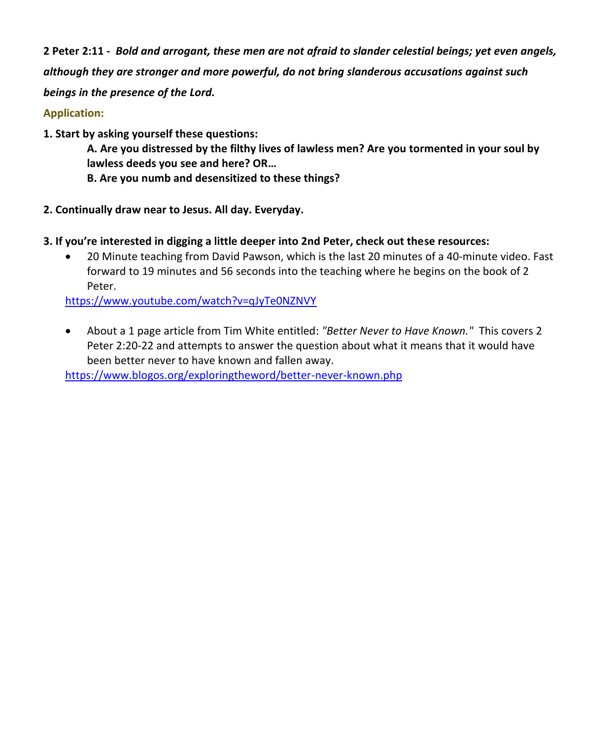**2 Peter 2:11 -** ***Bold and arrogant, these men are not afraid to slander celestial beings; yet even angels, although they are stronger and more powerful, do not bring slanderous accusations against such beings in the presence of the Lord.***

**Application:**

**1. Start by asking yourself these questions:**

> **A. Are you distressed by the filthy lives of lawless men? Are you tormented in your soul by lawless deeds you see and here? OR…**
>
> **B. Are you numb and desensitized to these things?**

**2. Continually draw near to Jesus. All day. Everyday.**

**3. If you're interested in digging a little deeper into 2nd Peter, check out these resources:**

- 20 Minute teaching from David Pawson, which is the last 20 minutes of a 40-minute video. Fast forward to 19 minutes and 56 seconds into the teaching where he begins on the book of 2 Peter.

  https://www.youtube.com/watch?v=qJyTe0NZNVY

- About a 1 page article from Tim White entitled: *"Better Never to Have Known."* This covers 2 Peter 2:20-22 and attempts to answer the question about what it means that it would have been better never to have known and fallen away.

  https://www.blogos.org/exploringtheword/better-never-known.php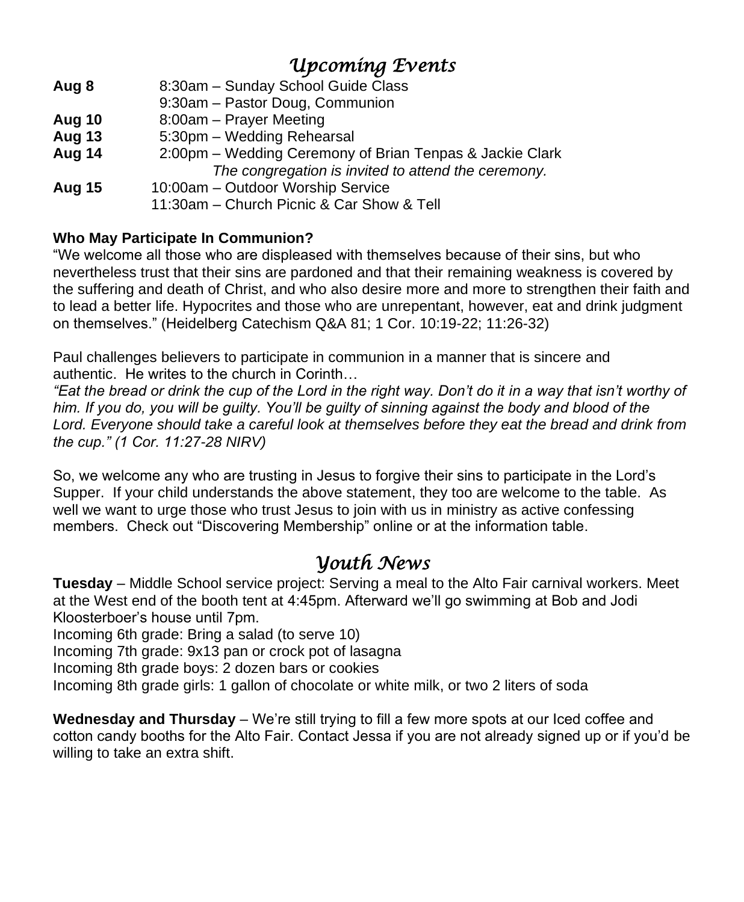# *Upcoming Events*

| | |
|---|---|
| **Aug 8** | 8:30am – Sunday School Guide Class |
| | 9:30am – Pastor Doug, Communion |
| **Aug 10** | 8:00am – Prayer Meeting |
| **Aug 13** | 5:30pm – Wedding Rehearsal |
| **Aug 14** | 2:00pm – Wedding Ceremony of Brian Tenpas & Jackie Clark |
| | *The congregation is invited to attend the ceremony.* |
| **Aug 15** | 10:00am – Outdoor Worship Service |
| | 11:30am – Church Picnic & Car Show & Tell |

**Who May Participate In Communion?**

"We welcome all those who are displeased with themselves because of their sins, but who nevertheless trust that their sins are pardoned and that their remaining weakness is covered by the suffering and death of Christ, and who also desire more and more to strengthen their faith and to lead a better life. Hypocrites and those who are unrepentant, however, eat and drink judgment on themselves." (Heidelberg Catechism Q&A 81; 1 Cor. 10:19-22; 11:26-32)

Paul challenges believers to participate in communion in a manner that is sincere and authentic. He writes to the church in Corinth…

*"Eat the bread or drink the cup of the Lord in the right way. Don't do it in a way that isn't worthy of him. If you do, you will be guilty. You'll be guilty of sinning against the body and blood of the Lord. Everyone should take a careful look at themselves before they eat the bread and drink from the cup." (1 Cor. 11:27-28 NIRV)*

So, we welcome any who are trusting in Jesus to forgive their sins to participate in the Lord's Supper. If your child understands the above statement, they too are welcome to the table. As well we want to urge those who trust Jesus to join with us in ministry as active confessing members. Check out "Discovering Membership" online or at the information table.

# *Youth News*

**Tuesday** – Middle School service project: Serving a meal to the Alto Fair carnival workers. Meet at the West end of the booth tent at 4:45pm. Afterward we'll go swimming at Bob and Jodi Kloosterboer's house until 7pm.

Incoming 6th grade: Bring a salad (to serve 10)

Incoming 7th grade: 9x13 pan or crock pot of lasagna

Incoming 8th grade boys: 2 dozen bars or cookies

Incoming 8th grade girls: 1 gallon of chocolate or white milk, or two 2 liters of soda

**Wednesday and Thursday** – We're still trying to fill a few more spots at our Iced coffee and cotton candy booths for the Alto Fair. Contact Jessa if you are not already signed up or if you'd be willing to take an extra shift.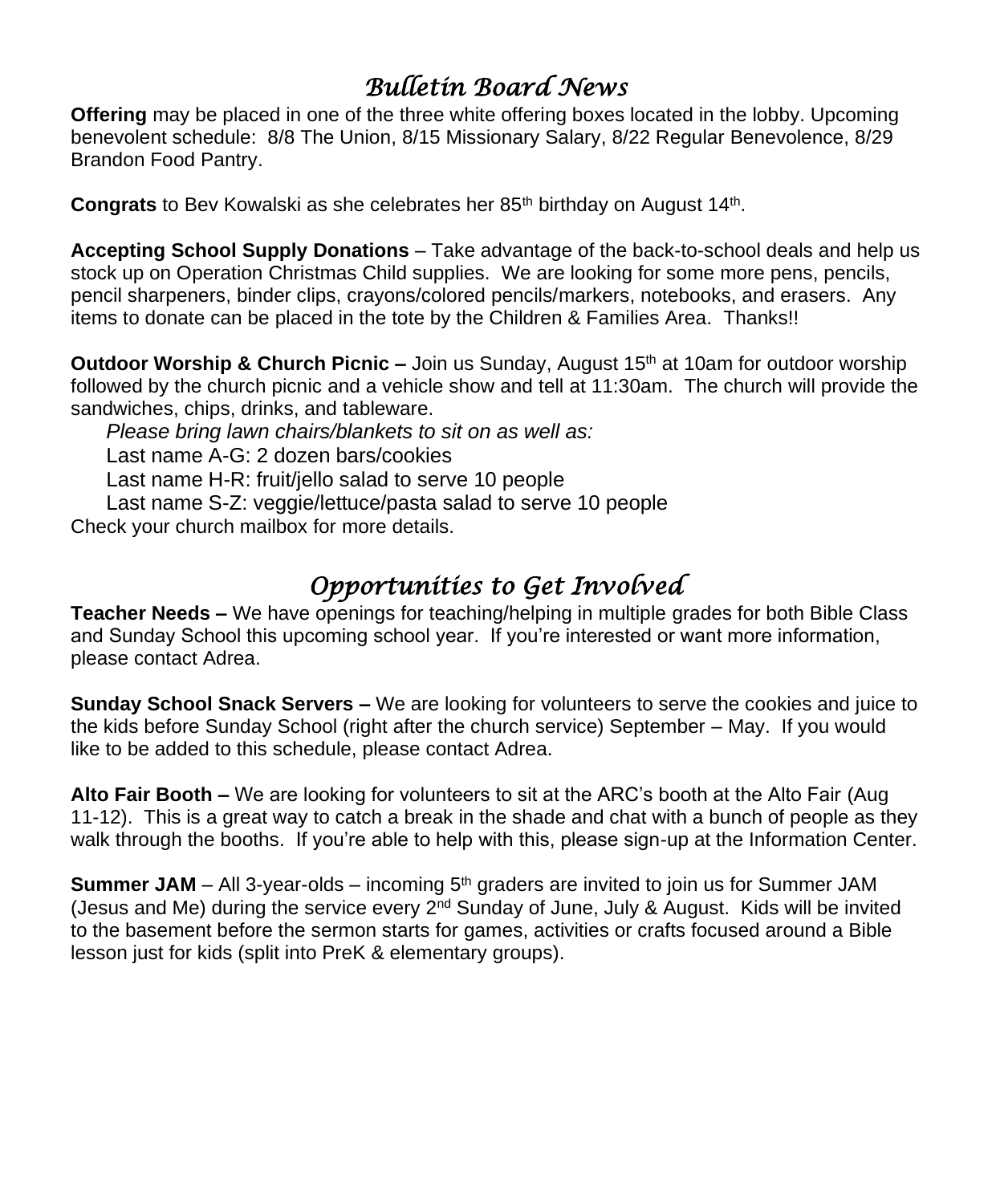# *Bulletin Board News*

**Offering** may be placed in one of the three white offering boxes located in the lobby. Upcoming benevolent schedule: 8/8 The Union, 8/15 Missionary Salary, 8/22 Regular Benevolence, 8/29 Brandon Food Pantry.

**Congrats** to Bev Kowalski as she celebrates her 85th birthday on August 14th.

**Accepting School Supply Donations** – Take advantage of the back-to-school deals and help us stock up on Operation Christmas Child supplies. We are looking for some more pens, pencils, pencil sharpeners, binder clips, crayons/colored pencils/markers, notebooks, and erasers. Any items to donate can be placed in the tote by the Children & Families Area. Thanks!!

**Outdoor Worship & Church Picnic –** Join us Sunday, August 15th at 10am for outdoor worship followed by the church picnic and a vehicle show and tell at 11:30am. The church will provide the sandwiches, chips, drinks, and tableware.

*Please bring lawn chairs/blankets to sit on as well as:*

Last name A-G: 2 dozen bars/cookies

Last name H-R: fruit/jello salad to serve 10 people

Last name S-Z: veggie/lettuce/pasta salad to serve 10 people

Check your church mailbox for more details.

# *Opportunities to Get Involved*

**Teacher Needs –** We have openings for teaching/helping in multiple grades for both Bible Class and Sunday School this upcoming school year. If you're interested or want more information, please contact Adrea.

**Sunday School Snack Servers –** We are looking for volunteers to serve the cookies and juice to the kids before Sunday School (right after the church service) September – May. If you would like to be added to this schedule, please contact Adrea.

**Alto Fair Booth –** We are looking for volunteers to sit at the ARC's booth at the Alto Fair (Aug 11-12). This is a great way to catch a break in the shade and chat with a bunch of people as they walk through the booths. If you're able to help with this, please sign-up at the Information Center.

**Summer JAM** – All 3-year-olds – incoming 5th graders are invited to join us for Summer JAM (Jesus and Me) during the service every 2nd Sunday of June, July & August. Kids will be invited to the basement before the sermon starts for games, activities or crafts focused around a Bible lesson just for kids (split into PreK & elementary groups).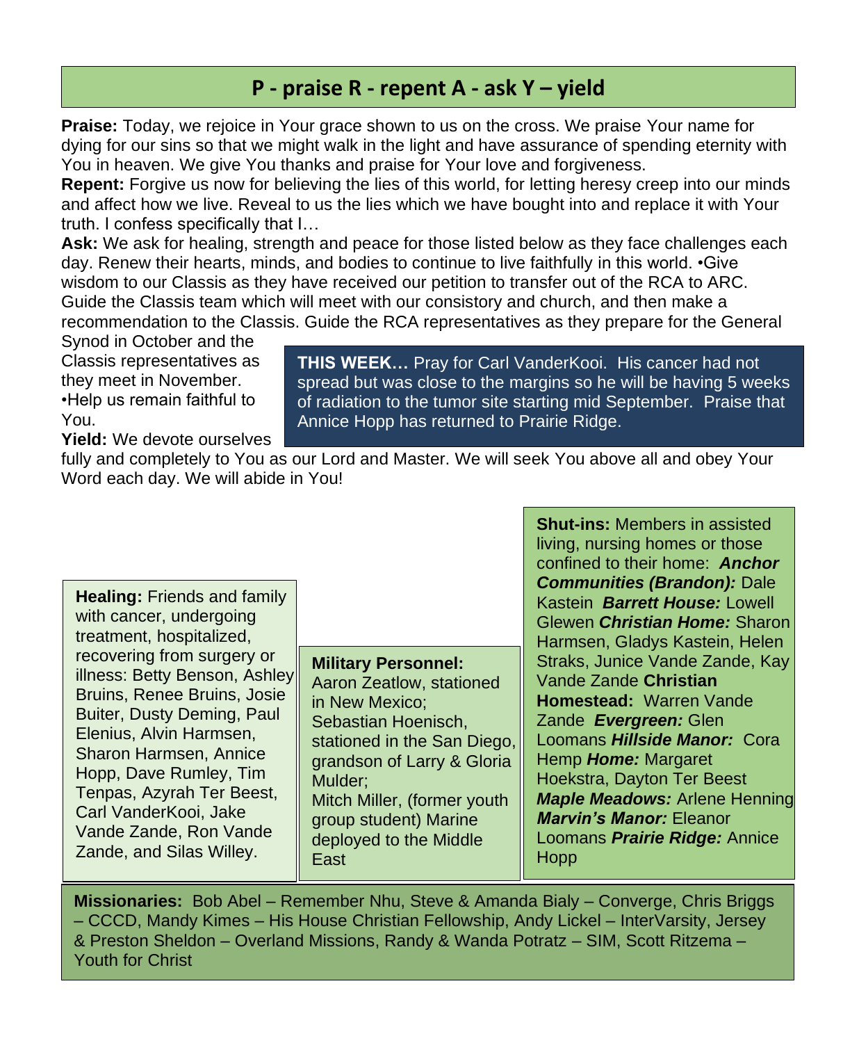## P - praise R - repent A - ask Y – yield

**Praise:** Today, we rejoice in Your grace shown to us on the cross. We praise Your name for dying for our sins so that we might walk in the light and have assurance of spending eternity with You in heaven. We give You thanks and praise for Your love and forgiveness.

**Repent:** Forgive us now for believing the lies of this world, for letting heresy creep into our minds and affect how we live. Reveal to us the lies which we have bought into and replace it with Your truth. I confess specifically that I…

**Ask:** We ask for healing, strength and peace for those listed below as they face challenges each day. Renew their hearts, minds, and bodies to continue to live faithfully in this world. •Give wisdom to our Classis as they have received our petition to transfer out of the RCA to ARC. Guide the Classis team which will meet with our consistory and church, and then make a recommendation to the Classis. Guide the RCA representatives as they prepare for the General Synod in October and the Classis representatives as they meet in November. •Help us remain faithful to You.

**Yield:** We devote ourselves fully and completely to You as our Lord and Master. We will seek You above all and obey Your Word each day. We will abide in You!

**THIS WEEK…** Pray for Carl VanderKooi. His cancer had not spread but was close to the margins so he will be having 5 weeks of radiation to the tumor site starting mid September. Praise that Annice Hopp has returned to Prairie Ridge.

**Healing:** Friends and family with cancer, undergoing treatment, hospitalized, recovering from surgery or illness: Betty Benson, Ashley Bruins, Renee Bruins, Josie Buiter, Dusty Deming, Paul Elenius, Alvin Harmsen, Sharon Harmsen, Annice Hopp, Dave Rumley, Tim Tenpas, Azyrah Ter Beest, Carl VanderKooi, Jake Vande Zande, Ron Vande Zande, and Silas Willey.

**Military Personnel:**
Aaron Zeatlow, stationed in New Mexico;
Sebastian Hoenisch, stationed in the San Diego, grandson of Larry & Gloria Mulder;
Mitch Miller, (former youth group student) Marine deployed to the Middle East

**Shut-ins:** Members in assisted living, nursing homes or those confined to their home: ***Anchor Communities (Brandon):*** Dale Kastein ***Barrett House:*** Lowell Glewen ***Christian Home:*** Sharon Harmsen, Gladys Kastein, Helen Straks, Junice Vande Zande, Kay Vande Zande **Christian Homestead:** Warren Vande Zande ***Evergreen:*** Glen Loomans ***Hillside Manor:*** Cora Hemp ***Home:*** Margaret Hoekstra, Dayton Ter Beest ***Maple Meadows:*** Arlene Henning ***Marvin's Manor:*** Eleanor Loomans ***Prairie Ridge:*** Annice Hopp

**Missionaries:** Bob Abel – Remember Nhu, Steve & Amanda Bialy – Converge, Chris Briggs – CCCD, Mandy Kimes – His House Christian Fellowship, Andy Lickel – InterVarsity, Jersey & Preston Sheldon – Overland Missions, Randy & Wanda Potratz – SIM, Scott Ritzema – Youth for Christ